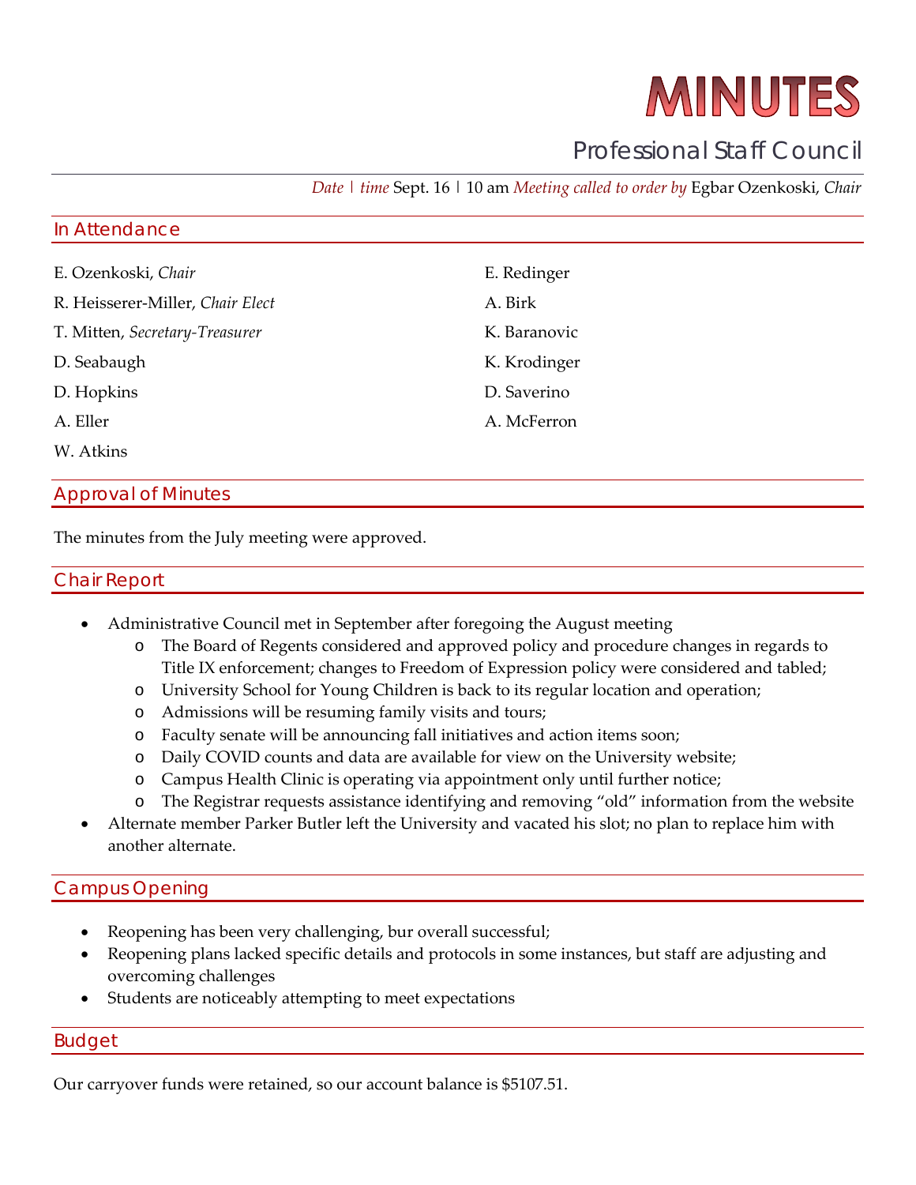# MINUTES

## Professional Staff Council

*Date | time* Sept. 16 | 10 am *Meeting called to order by* Egbar Ozenkoski, *Chair*

### In Attendance

E. Ozenkoski, *Chair*

R. Heisserer-Miller, *Chair Elect*

T. Mitten, *Secretary-Treasurer*

D. Seabaugh

D. Hopkins

A. Eller

W. Atkins

E. Redinger

A. Birk

K. Baranovic

K. Krodinger

D. Saverino

A. McFerron

### Approval of Minutes

The minutes from the July meeting were approved.

### Chair Report

- Administrative Council met in September after foregoing the August meeting
  - The Board of Regents considered and approved policy and procedure changes in regards to Title IX enforcement; changes to Freedom of Expression policy were considered and tabled;
  - University School for Young Children is back to its regular location and operation;
  - Admissions will be resuming family visits and tours;
  - Faculty senate will be announcing fall initiatives and action items soon;
  - Daily COVID counts and data are available for view on the University website;
  - Campus Health Clinic is operating via appointment only until further notice;
  - The Registrar requests assistance identifying and removing "old" information from the website
- Alternate member Parker Butler left the University and vacated his slot; no plan to replace him with another alternate.

### Campus Opening

- Reopening has been very challenging, bur overall successful;
- Reopening plans lacked specific details and protocols in some instances, but staff are adjusting and overcoming challenges
- Students are noticeably attempting to meet expectations

### Budget

Our carryover funds were retained, so our account balance is $5107.51.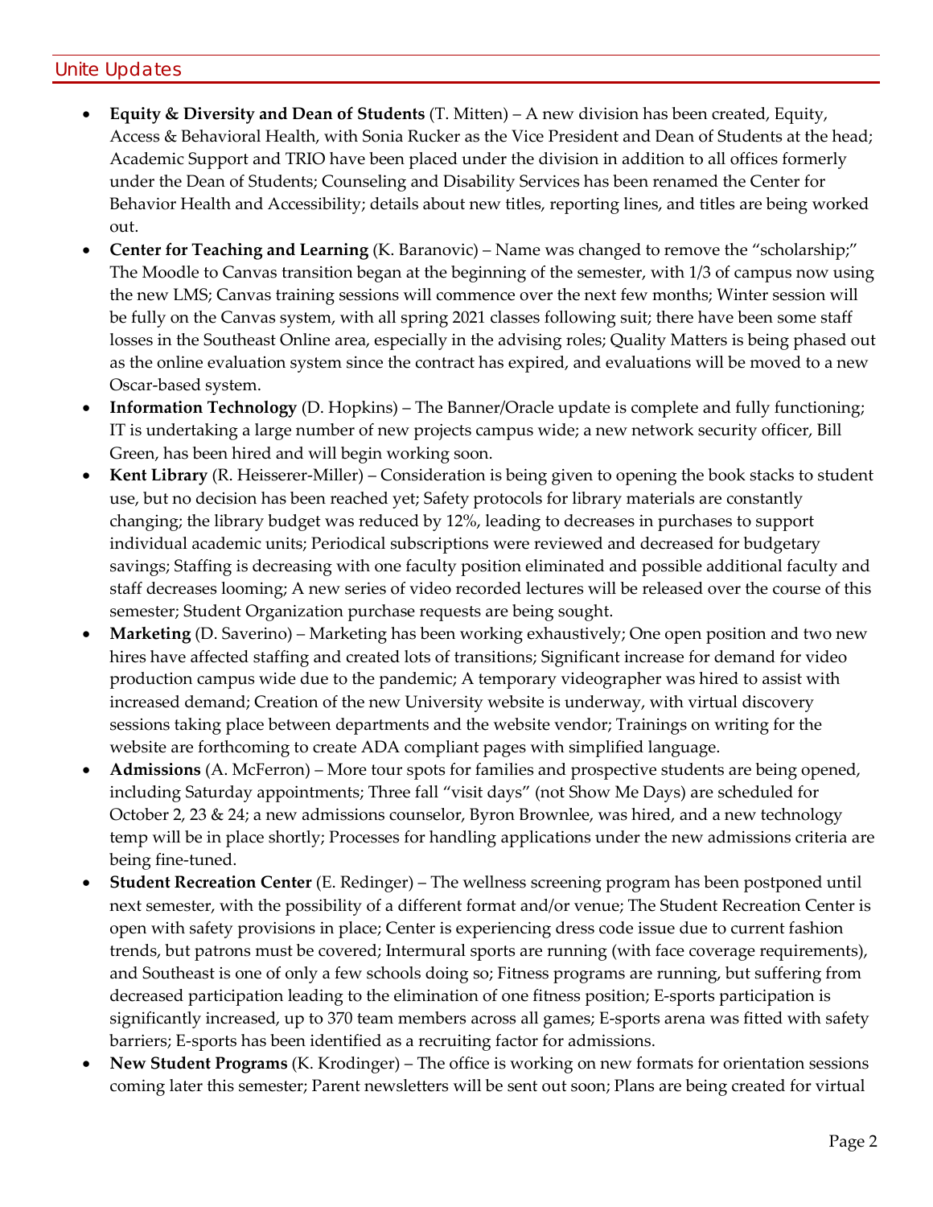## Unite Updates

- **Equity & Diversity and Dean of Students** (T. Mitten) – A new division has been created, Equity, Access & Behavioral Health, with Sonia Rucker as the Vice President and Dean of Students at the head; Academic Support and TRIO have been placed under the division in addition to all offices formerly under the Dean of Students; Counseling and Disability Services has been renamed the Center for Behavior Health and Accessibility; details about new titles, reporting lines, and titles are being worked out.
- **Center for Teaching and Learning** (K. Baranovic) – Name was changed to remove the "scholarship;" The Moodle to Canvas transition began at the beginning of the semester, with 1/3 of campus now using the new LMS; Canvas training sessions will commence over the next few months; Winter session will be fully on the Canvas system, with all spring 2021 classes following suit; there have been some staff losses in the Southeast Online area, especially in the advising roles; Quality Matters is being phased out as the online evaluation system since the contract has expired, and evaluations will be moved to a new Oscar-based system.
- **Information Technology** (D. Hopkins) – The Banner/Oracle update is complete and fully functioning; IT is undertaking a large number of new projects campus wide; a new network security officer, Bill Green, has been hired and will begin working soon.
- **Kent Library** (R. Heisserer-Miller) – Consideration is being given to opening the book stacks to student use, but no decision has been reached yet; Safety protocols for library materials are constantly changing; the library budget was reduced by 12%, leading to decreases in purchases to support individual academic units; Periodical subscriptions were reviewed and decreased for budgetary savings; Staffing is decreasing with one faculty position eliminated and possible additional faculty and staff decreases looming; A new series of video recorded lectures will be released over the course of this semester; Student Organization purchase requests are being sought.
- **Marketing** (D. Saverino) – Marketing has been working exhaustively; One open position and two new hires have affected staffing and created lots of transitions; Significant increase for demand for video production campus wide due to the pandemic; A temporary videographer was hired to assist with increased demand; Creation of the new University website is underway, with virtual discovery sessions taking place between departments and the website vendor; Trainings on writing for the website are forthcoming to create ADA compliant pages with simplified language.
- **Admissions** (A. McFerron) – More tour spots for families and prospective students are being opened, including Saturday appointments; Three fall "visit days" (not Show Me Days) are scheduled for October 2, 23 & 24; a new admissions counselor, Byron Brownlee, was hired, and a new technology temp will be in place shortly; Processes for handling applications under the new admissions criteria are being fine-tuned.
- **Student Recreation Center** (E. Redinger) – The wellness screening program has been postponed until next semester, with the possibility of a different format and/or venue; The Student Recreation Center is open with safety provisions in place; Center is experiencing dress code issue due to current fashion trends, but patrons must be covered; Intermural sports are running (with face coverage requirements), and Southeast is one of only a few schools doing so; Fitness programs are running, but suffering from decreased participation leading to the elimination of one fitness position; E-sports participation is significantly increased, up to 370 team members across all games; E-sports arena was fitted with safety barriers; E-sports has been identified as a recruiting factor for admissions.
- **New Student Programs** (K. Krodinger) – The office is working on new formats for orientation sessions coming later this semester; Parent newsletters will be sent out soon; Plans are being created for virtual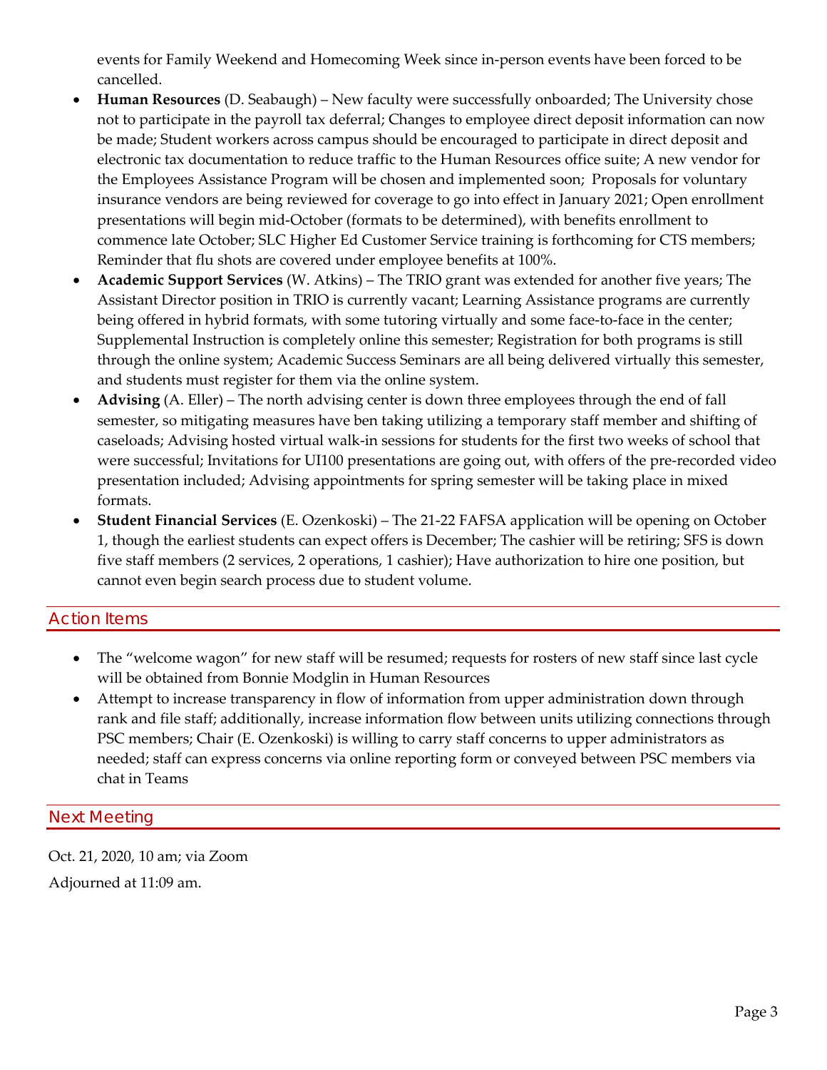events for Family Weekend and Homecoming Week since in-person events have been forced to be cancelled.

- **Human Resources** (D. Seabaugh) – New faculty were successfully onboarded; The University chose not to participate in the payroll tax deferral; Changes to employee direct deposit information can now be made; Student workers across campus should be encouraged to participate in direct deposit and electronic tax documentation to reduce traffic to the Human Resources office suite; A new vendor for the Employees Assistance Program will be chosen and implemented soon; Proposals for voluntary insurance vendors are being reviewed for coverage to go into effect in January 2021; Open enrollment presentations will begin mid-October (formats to be determined), with benefits enrollment to commence late October; SLC Higher Ed Customer Service training is forthcoming for CTS members; Reminder that flu shots are covered under employee benefits at 100%.
- **Academic Support Services** (W. Atkins) – The TRIO grant was extended for another five years; The Assistant Director position in TRIO is currently vacant; Learning Assistance programs are currently being offered in hybrid formats, with some tutoring virtually and some face-to-face in the center; Supplemental Instruction is completely online this semester; Registration for both programs is still through the online system; Academic Success Seminars are all being delivered virtually this semester, and students must register for them via the online system.
- **Advising** (A. Eller) – The north advising center is down three employees through the end of fall semester, so mitigating measures have ben taking utilizing a temporary staff member and shifting of caseloads; Advising hosted virtual walk-in sessions for students for the first two weeks of school that were successful; Invitations for UI100 presentations are going out, with offers of the pre-recorded video presentation included; Advising appointments for spring semester will be taking place in mixed formats.
- **Student Financial Services** (E. Ozenkoski) – The 21-22 FAFSA application will be opening on October 1, though the earliest students can expect offers is December; The cashier will be retiring; SFS is down five staff members (2 services, 2 operations, 1 cashier); Have authorization to hire one position, but cannot even begin search process due to student volume.

## Action Items

- The "welcome wagon" for new staff will be resumed; requests for rosters of new staff since last cycle will be obtained from Bonnie Modglin in Human Resources
- Attempt to increase transparency in flow of information from upper administration down through rank and file staff; additionally, increase information flow between units utilizing connections through PSC members; Chair (E. Ozenkoski) is willing to carry staff concerns to upper administrators as needed; staff can express concerns via online reporting form or conveyed between PSC members via chat in Teams

## Next Meeting

Oct. 21, 2020, 10 am; via Zoom

Adjourned at 11:09 am.